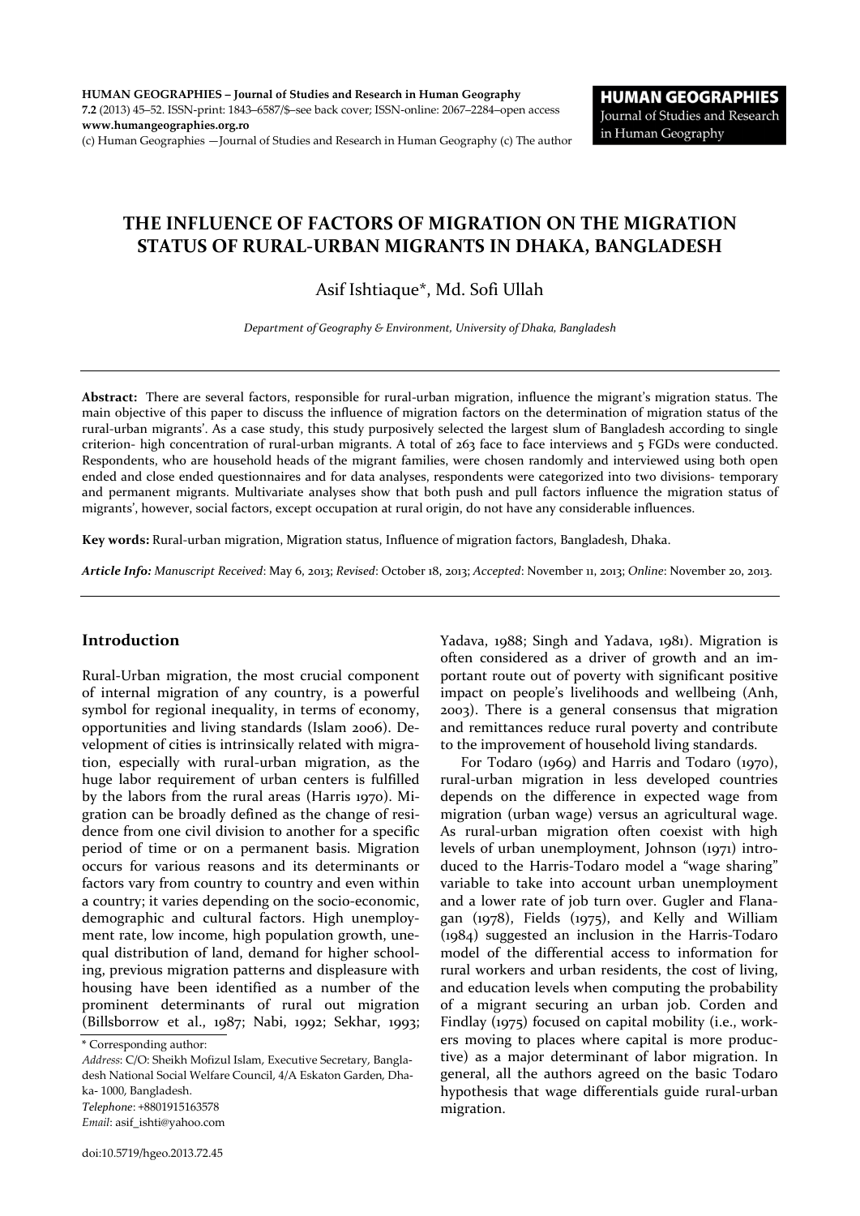# THE INFLUENCE OF FACTORS OF MIGRATION ON THE MIGRATION STATUS OF RURAL-URBAN MIGRANTS IN DHAKA, BANGLADESH

Asif Ishtiaque*, Md. Sofi Ullah

*Department of Geography & Environment, University of Dhaka, Bangladesh*

---

**Abstract:** There are several factors, responsible for rural-urban migration, influence the migrant's migration status. The main objective of this paper to discuss the influence of migration factors on the determination of migration status of the rural-urban migrants'. As a case study, this study purposively selected the largest slum of Bangladesh according to single criterion- high concentration of rural-urban migrants. A total of 263 face to face interviews and 5 FGDs were conducted. Respondents, who are household heads of the migrant families, were chosen randomly and interviewed using both open ended and close ended questionnaires and for data analyses, respondents were categorized into two divisions- temporary and permanent migrants. Multivariate analyses show that both push and pull factors influence the migration status of migrants', however, social factors, except occupation at rural origin, do not have any considerable influences.

**Key words:** Rural-urban migration, Migration status, Influence of migration factors, Bangladesh, Dhaka.

***Article Info:*** *Manuscript Received*: May 6, 2013; *Revised*: October 18, 2013; *Accepted*: November 11, 2013; *Online*: November 20, 2013.

---

## Introduction

Rural-Urban migration, the most crucial component of internal migration of any country, is a powerful symbol for regional inequality, in terms of economy, opportunities and living standards (Islam 2006). Development of cities is intrinsically related with migration, especially with rural-urban migration, as the huge labor requirement of urban centers is fulfilled by the labors from the rural areas (Harris 1970). Migration can be broadly defined as the change of residence from one civil division to another for a specific period of time or on a permanent basis. Migration occurs for various reasons and its determinants or factors vary from country to country and even within a country; it varies depending on the socio-economic, demographic and cultural factors. High unemployment rate, low income, high population growth, unequal distribution of land, demand for higher schooling, previous migration patterns and displeasure with housing have been identified as a number of the prominent determinants of rural out migration (Billsborrow et al., 1987; Nabi, 1992; Sekhar, 1993; Yadava, 1988; Singh and Yadava, 1981). Migration is often considered as a driver of growth and an important route out of poverty with significant positive impact on people's livelihoods and wellbeing (Anh, 2003). There is a general consensus that migration and remittances reduce rural poverty and contribute to the improvement of household living standards.

For Todaro (1969) and Harris and Todaro (1970), rural-urban migration in less developed countries depends on the difference in expected wage from migration (urban wage) versus an agricultural wage. As rural-urban migration often coexist with high levels of urban unemployment, Johnson (1971) introduced to the Harris-Todaro model a "wage sharing" variable to take into account urban unemployment and a lower rate of job turn over. Gugler and Flanagan (1978), Fields (1975), and Kelly and William (1984) suggested an inclusion in the Harris-Todaro model of the differential access to information for rural workers and urban residents, the cost of living, and education levels when computing the probability of a migrant securing an urban job. Corden and Findlay (1975) focused on capital mobility (i.e., workers moving to places where capital is more productive) as a major determinant of labor migration. In general, all the authors agreed on the basic Todaro hypothesis that wage differentials guide rural-urban migration.

---

\* Corresponding author:

*Address*: C/O: Sheikh Mofizul Islam, Executive Secretary, Bangladesh National Social Welfare Council, 4/A Eskaton Garden, Dhaka- 1000, Bangladesh.

*Telephone*: +8801915163578

*Email*: asif_ishti@yahoo.com

doi:10.5719/hgeo.2013.72.45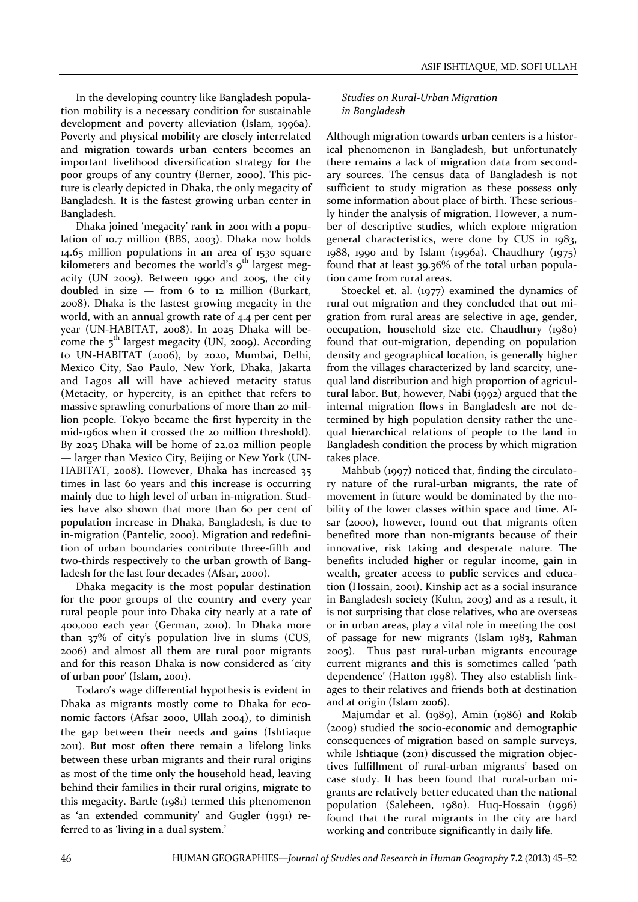In the developing country like Bangladesh population mobility is a necessary condition for sustainable development and poverty alleviation (Islam, 1996a). Poverty and physical mobility are closely interrelated and migration towards urban centers becomes an important livelihood diversification strategy for the poor groups of any country (Berner, 2000). This picture is clearly depicted in Dhaka, the only megacity of Bangladesh. It is the fastest growing urban center in Bangladesh.

Dhaka joined 'megacity' rank in 2001 with a population of 10.7 million (BBS, 2003). Dhaka now holds 14.65 million populations in an area of 1530 square kilometers and becomes the world's 9$^{th}$ largest megacity (UN 2009). Between 1990 and 2005, the city doubled in size — from 6 to 12 million (Burkart, 2008). Dhaka is the fastest growing megacity in the world, with an annual growth rate of 4.4 per cent per year (UN-HABITAT, 2008). In 2025 Dhaka will become the 5$^{th}$ largest megacity (UN, 2009). According to UN-HABITAT (2006), by 2020, Mumbai, Delhi, Mexico City, Sao Paulo, New York, Dhaka, Jakarta and Lagos all will have achieved metacity status (Metacity, or hypercity, is an epithet that refers to massive sprawling conurbations of more than 20 million people. Tokyo became the first hypercity in the mid-1960s when it crossed the 20 million threshold). By 2025 Dhaka will be home of 22.02 million people — larger than Mexico City, Beijing or New York (UN-HABITAT, 2008). However, Dhaka has increased 35 times in last 60 years and this increase is occurring mainly due to high level of urban in-migration. Studies have also shown that more than 60 per cent of population increase in Dhaka, Bangladesh, is due to in-migration (Pantelic, 2000). Migration and redefinition of urban boundaries contribute three-fifth and two-thirds respectively to the urban growth of Bangladesh for the last four decades (Afsar, 2000).

Dhaka megacity is the most popular destination for the poor groups of the country and every year rural people pour into Dhaka city nearly at a rate of 400,000 each year (German, 2010). In Dhaka more than 37% of city's population live in slums (CUS, 2006) and almost all them are rural poor migrants and for this reason Dhaka is now considered as 'city of urban poor' (Islam, 2001).

Todaro's wage differential hypothesis is evident in Dhaka as migrants mostly come to Dhaka for economic factors (Afsar 2000, Ullah 2004), to diminish the gap between their needs and gains (Ishtiaque 2011). But most often there remain a lifelong links between these urban migrants and their rural origins as most of the time only the household head, leaving behind their families in their rural origins, migrate to this megacity. Bartle (1981) termed this phenomenon as 'an extended community' and Gugler (1991) referred to as 'living in a dual system.'

*Studies on Rural-Urban Migration in Bangladesh*

Although migration towards urban centers is a historical phenomenon in Bangladesh, but unfortunately there remains a lack of migration data from secondary sources. The census data of Bangladesh is not sufficient to study migration as these possess only some information about place of birth. These seriously hinder the analysis of migration. However, a number of descriptive studies, which explore migration general characteristics, were done by CUS in 1983, 1988, 1990 and by Islam (1996a). Chaudhury (1975) found that at least 39.36% of the total urban population came from rural areas.

Stoeckel et. al. (1977) examined the dynamics of rural out migration and they concluded that out migration from rural areas are selective in age, gender, occupation, household size etc. Chaudhury (1980) found that out-migration, depending on population density and geographical location, is generally higher from the villages characterized by land scarcity, unequal land distribution and high proportion of agricultural labor. But, however, Nabi (1992) argued that the internal migration flows in Bangladesh are not determined by high population density rather the unequal hierarchical relations of people to the land in Bangladesh condition the process by which migration takes place.

Mahbub (1997) noticed that, finding the circulatory nature of the rural-urban migrants, the rate of movement in future would be dominated by the mobility of the lower classes within space and time. Afsar (2000), however, found out that migrants often benefited more than non-migrants because of their innovative, risk taking and desperate nature. The benefits included higher or regular income, gain in wealth, greater access to public services and education (Hossain, 2001). Kinship act as a social insurance in Bangladesh society (Kuhn, 2003) and as a result, it is not surprising that close relatives, who are overseas or in urban areas, play a vital role in meeting the cost of passage for new migrants (Islam 1983, Rahman 2005). Thus past rural-urban migrants encourage current migrants and this is sometimes called 'path dependence' (Hatton 1998). They also establish linkages to their relatives and friends both at destination and at origin (Islam 2006).

Majumdar et al. (1989), Amin (1986) and Rokib (2009) studied the socio-economic and demographic consequences of migration based on sample surveys, while Ishtiaque (2011) discussed the migration objectives fulfillment of rural-urban migrants' based on case study. It has been found that rural-urban migrants are relatively better educated than the national population (Saleheen, 1980). Huq-Hossain (1996) found that the rural migrants in the city are hard working and contribute significantly in daily life.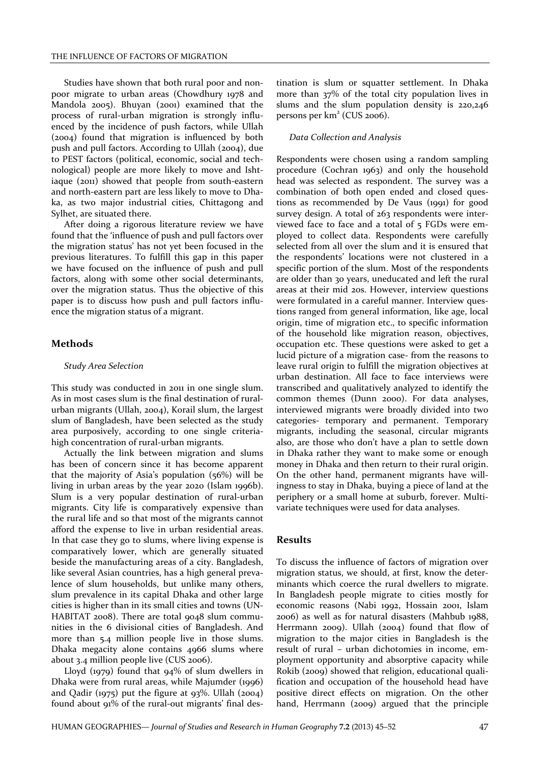Studies have shown that both rural poor and non-poor migrate to urban areas (Chowdhury 1978 and Mandola 2005). Bhuyan (2001) examined that the process of rural-urban migration is strongly influenced by the incidence of push factors, while Ullah (2004) found that migration is influenced by both push and pull factors. According to Ullah (2004), due to PEST factors (political, economic, social and technological) people are more likely to move and Ishtiaque (2011) showed that people from south-eastern and north-eastern part are less likely to move to Dhaka, as two major industrial cities, Chittagong and Sylhet, are situated there.

After doing a rigorous literature review we have found that the 'influence of push and pull factors over the migration status' has not yet been focused in the previous literatures. To fulfill this gap in this paper we have focused on the influence of push and pull factors, along with some other social determinants, over the migration status. Thus the objective of this paper is to discuss how push and pull factors influence the migration status of a migrant.

## Methods

### *Study Area Selection*

This study was conducted in 2011 in one single slum. As in most cases slum is the final destination of rural-urban migrants (Ullah, 2004), Korail slum, the largest slum of Bangladesh, have been selected as the study area purposively, according to one single criteria-high concentration of rural-urban migrants.

Actually the link between migration and slums has been of concern since it has become apparent that the majority of Asia's population (56%) will be living in urban areas by the year 2020 (Islam 1996b). Slum is a very popular destination of rural-urban migrants. City life is comparatively expensive than the rural life and so that most of the migrants cannot afford the expense to live in urban residential areas. In that case they go to slums, where living expense is comparatively lower, which are generally situated beside the manufacturing areas of a city. Bangladesh, like several Asian countries, has a high general prevalence of slum households, but unlike many others, slum prevalence in its capital Dhaka and other large cities is higher than in its small cities and towns (UN-HABITAT 2008). There are total 9048 slum communities in the 6 divisional cities of Bangladesh. And more than 5.4 million people live in those slums. Dhaka megacity alone contains 4966 slums where about 3.4 million people live (CUS 2006).

Lloyd (1979) found that 94% of slum dwellers in Dhaka were from rural areas, while Majumder (1996) and Qadir (1975) put the figure at 93%. Ullah (2004) found about 91% of the rural-out migrants' final destination is slum or squatter settlement. In Dhaka more than 37% of the total city population lives in slums and the slum population density is 220,246 persons per km$^2$ (CUS 2006).

### *Data Collection and Analysis*

Respondents were chosen using a random sampling procedure (Cochran 1963) and only the household head was selected as respondent. The survey was a combination of both open ended and closed questions as recommended by De Vaus (1991) for good survey design. A total of 263 respondents were interviewed face to face and a total of 5 FGDs were employed to collect data. Respondents were carefully selected from all over the slum and it is ensured that the respondents' locations were not clustered in a specific portion of the slum. Most of the respondents are older than 30 years, uneducated and left the rural areas at their mid 20s. However, interview questions were formulated in a careful manner. Interview questions ranged from general information, like age, local origin, time of migration etc., to specific information of the household like migration reason, objectives, occupation etc. These questions were asked to get a lucid picture of a migration case- from the reasons to leave rural origin to fulfill the migration objectives at urban destination. All face to face interviews were transcribed and qualitatively analyzed to identify the common themes (Dunn 2000). For data analyses, interviewed migrants were broadly divided into two categories- temporary and permanent. Temporary migrants, including the seasonal, circular migrants also, are those who don't have a plan to settle down in Dhaka rather they want to make some or enough money in Dhaka and then return to their rural origin. On the other hand, permanent migrants have willingness to stay in Dhaka, buying a piece of land at the periphery or a small home at suburb, forever. Multivariate techniques were used for data analyses.

## Results

To discuss the influence of factors of migration over migration status, we should, at first, know the determinants which coerce the rural dwellers to migrate. In Bangladesh people migrate to cities mostly for economic reasons (Nabi 1992, Hossain 2001, Islam 2006) as well as for natural disasters (Mahbub 1988, Herrmann 2009). Ullah (2004) found that flow of migration to the major cities in Bangladesh is the result of rural – urban dichotomies in income, employment opportunity and absorptive capacity while Rokib (2009) showed that religion, educational qualification and occupation of the household head have positive direct effects on migration. On the other hand, Herrmann (2009) argued that the principle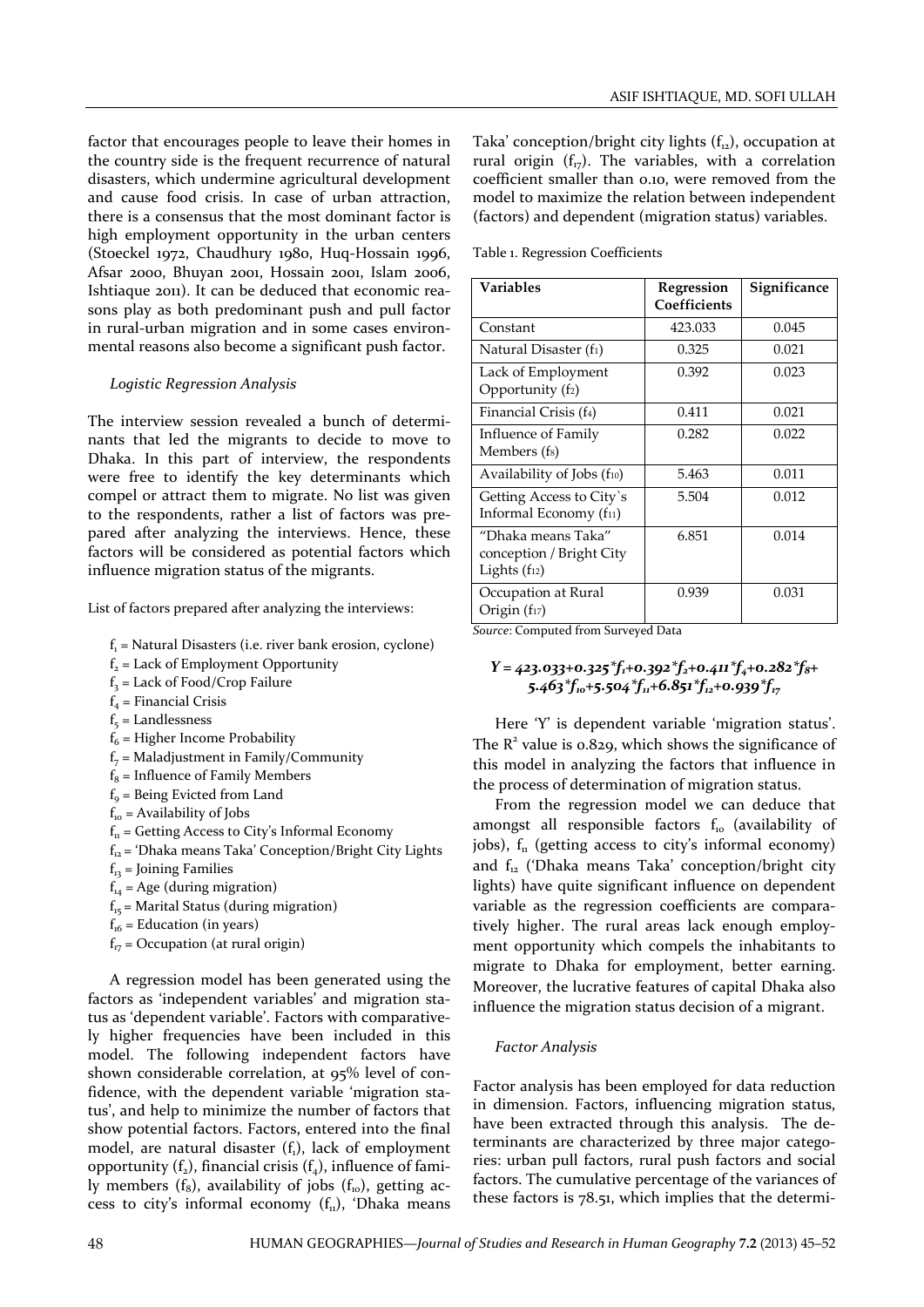factor that encourages people to leave their homes in the country side is the frequent recurrence of natural disasters, which undermine agricultural development and cause food crisis. In case of urban attraction, there is a consensus that the most dominant factor is high employment opportunity in the urban centers (Stoeckel 1972, Chaudhury 1980, Huq-Hossain 1996, Afsar 2000, Bhuyan 2001, Hossain 2001, Islam 2006, Ishtiaque 2011). It can be deduced that economic reasons play as both predominant push and pull factor in rural-urban migration and in some cases environmental reasons also become a significant push factor.

### *Logistic Regression Analysis*

The interview session revealed a bunch of determinants that led the migrants to decide to move to Dhaka. In this part of interview, the respondents were free to identify the key determinants which compel or attract them to migrate. No list was given to the respondents, rather a list of factors was prepared after analyzing the interviews. Hence, these factors will be considered as potential factors which influence migration status of the migrants.

List of factors prepared after analyzing the interviews:

- $f_1$ = Natural Disasters (i.e. river bank erosion, cyclone)
- $f_2$ = Lack of Employment Opportunity
- $f_3$ = Lack of Food/Crop Failure
- $f_4$ = Financial Crisis
- $f_5$ = Landlessness
- $f_6$ = Higher Income Probability
- $f_7$ = Maladjustment in Family/Community
- $f_8$ = Influence of Family Members
- $f_9$ = Being Evicted from Land
- $f_{10}$ = Availability of Jobs
- $f_{11}$ = Getting Access to City's Informal Economy
- $f_{12}$ = 'Dhaka means Taka' Conception/Bright City Lights
- $f_{13}$ = Joining Families
- $f_{14}$ = Age (during migration)
- $f_{15}$ = Marital Status (during migration)
- $f_{16}$ = Education (in years)
- $f_{17}$ = Occupation (at rural origin)

A regression model has been generated using the factors as 'independent variables' and migration status as 'dependent variable'. Factors with comparatively higher frequencies have been included in this model. The following independent factors have shown considerable correlation, at 95% level of confidence, with the dependent variable 'migration status', and help to minimize the number of factors that show potential factors. Factors, entered into the final model, are natural disaster ($f_1$), lack of employment opportunity ($f_2$), financial crisis ($f_4$), influence of family members ($f_8$), availability of jobs ($f_{10}$), getting access to city's informal economy ($f_{11}$), 'Dhaka means Taka' conception/bright city lights ($f_{12}$), occupation at rural origin ($f_{17}$). The variables, with a correlation coefficient smaller than 0.10, were removed from the model to maximize the relation between independent (factors) and dependent (migration status) variables.

Table 1. Regression Coefficients

| Variables | Regression Coefficients | Significance |
|---|---|---|
| Constant | 423.033 | 0.045 |
| Natural Disaster ($f_1$) | 0.325 | 0.021 |
| Lack of Employment Opportunity ($f_2$) | 0.392 | 0.023 |
| Financial Crisis ($f_4$) | 0.411 | 0.021 |
| Influence of Family Members ($f_8$) | 0.282 | 0.022 |
| Availability of Jobs ($f_{10}$) | 5.463 | 0.011 |
| Getting Access to City`s Informal Economy ($f_{11}$) | 5.504 | 0.012 |
| "Dhaka means Taka" conception / Bright City Lights ($f_{12}$) | 6.851 | 0.014 |
| Occupation at Rural Origin ($f_{17}$) | 0.939 | 0.031 |

*Source*: Computed from Surveyed Data

$$Y = 423.033+0.325*f_1+0.392*f_2+0.411*f_4+0.282*f_8+5.463*f_{10}+5.504*f_{11}+6.851*f_{12}+0.939*f_{17}$$

Here 'Y' is dependent variable 'migration status'. The $R^2$ value is 0.829, which shows the significance of this model in analyzing the factors that influence in the process of determination of migration status.

From the regression model we can deduce that amongst all responsible factors $f_{10}$ (availability of jobs), $f_{11}$ (getting access to city's informal economy) and $f_{12}$ ('Dhaka means Taka' conception/bright city lights) have quite significant influence on dependent variable as the regression coefficients are comparatively higher. The rural areas lack enough employment opportunity which compels the inhabitants to migrate to Dhaka for employment, better earning. Moreover, the lucrative features of capital Dhaka also influence the migration status decision of a migrant.

### *Factor Analysis*

Factor analysis has been employed for data reduction in dimension. Factors, influencing migration status, have been extracted through this analysis. The determinants are characterized by three major categories: urban pull factors, rural push factors and social factors. The cumulative percentage of the variances of these factors is 78.51, which implies that the determi-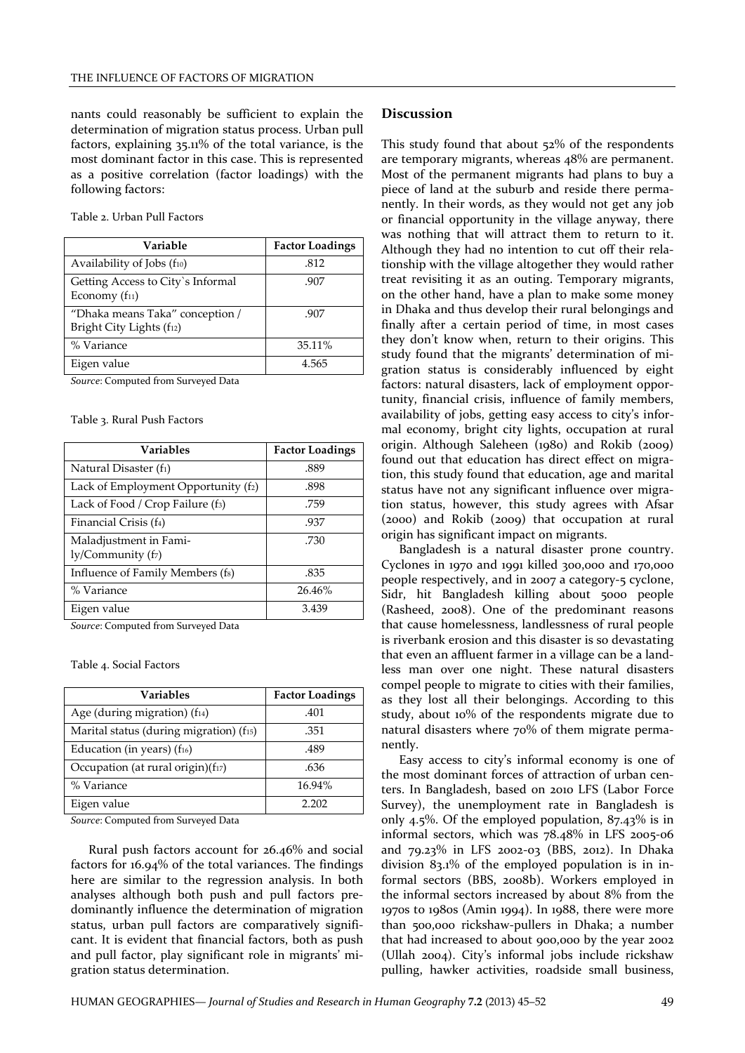nants could reasonably be sufficient to explain the determination of migration status process. Urban pull factors, explaining 35.11% of the total variance, is the most dominant factor in this case. This is represented as a positive correlation (factor loadings) with the following factors:

Table 2. Urban Pull Factors

| Variable | Factor Loadings |
|---|---|
| Availability of Jobs ($f_{10}$) | .812 |
| Getting Access to City`s Informal Economy ($f_{11}$) | .907 |
| "Dhaka means Taka" conception / Bright City Lights ($f_{12}$) | .907 |
| % Variance | 35.11% |
| Eigen value | 4.565 |

*Source*: Computed from Surveyed Data

Table 3. Rural Push Factors

| Variables | Factor Loadings |
|---|---|
| Natural Disaster ($f_1$) | .889 |
| Lack of Employment Opportunity ($f_2$) | .898 |
| Lack of Food / Crop Failure ($f_3$) | .759 |
| Financial Crisis ($f_4$) | .937 |
| Maladjustment in Family/Community ($f_7$) | .730 |
| Influence of Family Members ($f_8$) | .835 |
| % Variance | 26.46% |
| Eigen value | 3.439 |

*Source*: Computed from Surveyed Data

Table 4. Social Factors

| Variables | Factor Loadings |
|---|---|
| Age (during migration) ($f_{14}$) | .401 |
| Marital status (during migration) ($f_{15}$) | .351 |
| Education (in years) ($f_{16}$) | .489 |
| Occupation (at rural origin)($f_{17}$) | .636 |
| % Variance | 16.94% |
| Eigen value | 2.202 |

*Source*: Computed from Surveyed Data

Rural push factors account for 26.46% and social factors for 16.94% of the total variances. The findings here are similar to the regression analysis. In both analyses although both push and pull factors predominantly influence the determination of migration status, urban pull factors are comparatively significant. It is evident that financial factors, both as push and pull factor, play significant role in migrants' migration status determination.

## Discussion

This study found that about 52% of the respondents are temporary migrants, whereas 48% are permanent. Most of the permanent migrants had plans to buy a piece of land at the suburb and reside there permanently. In their words, as they would not get any job or financial opportunity in the village anyway, there was nothing that will attract them to return to it. Although they had no intention to cut off their relationship with the village altogether they would rather treat revisiting it as an outing. Temporary migrants, on the other hand, have a plan to make some money in Dhaka and thus develop their rural belongings and finally after a certain period of time, in most cases they don't know when, return to their origins. This study found that the migrants' determination of migration status is considerably influenced by eight factors: natural disasters, lack of employment opportunity, financial crisis, influence of family members, availability of jobs, getting easy access to city's informal economy, bright city lights, occupation at rural origin. Although Saleheen (1980) and Rokib (2009) found out that education has direct effect on migration, this study found that education, age and marital status have not any significant influence over migration status, however, this study agrees with Afsar (2000) and Rokib (2009) that occupation at rural origin has significant impact on migrants.

Bangladesh is a natural disaster prone country. Cyclones in 1970 and 1991 killed 300,000 and 170,000 people respectively, and in 2007 a category-5 cyclone, Sidr, hit Bangladesh killing about 5000 people (Rasheed, 2008). One of the predominant reasons that cause homelessness, landlessness of rural people is riverbank erosion and this disaster is so devastating that even an affluent farmer in a village can be a landless man over one night. These natural disasters compel people to migrate to cities with their families, as they lost all their belongings. According to this study, about 10% of the respondents migrate due to natural disasters where 70% of them migrate permanently.

Easy access to city's informal economy is one of the most dominant forces of attraction of urban centers. In Bangladesh, based on 2010 LFS (Labor Force Survey), the unemployment rate in Bangladesh is only 4.5%. Of the employed population, 87.43% is in informal sectors, which was 78.48% in LFS 2005-06 and 79.23% in LFS 2002-03 (BBS, 2012). In Dhaka division 83.1% of the employed population is in informal sectors (BBS, 2008b). Workers employed in the informal sectors increased by about 8% from the 1970s to 1980s (Amin 1994). In 1988, there were more than 500,000 rickshaw-pullers in Dhaka; a number that had increased to about 900,000 by the year 2002 (Ullah 2004). City's informal jobs include rickshaw pulling, hawker activities, roadside small business,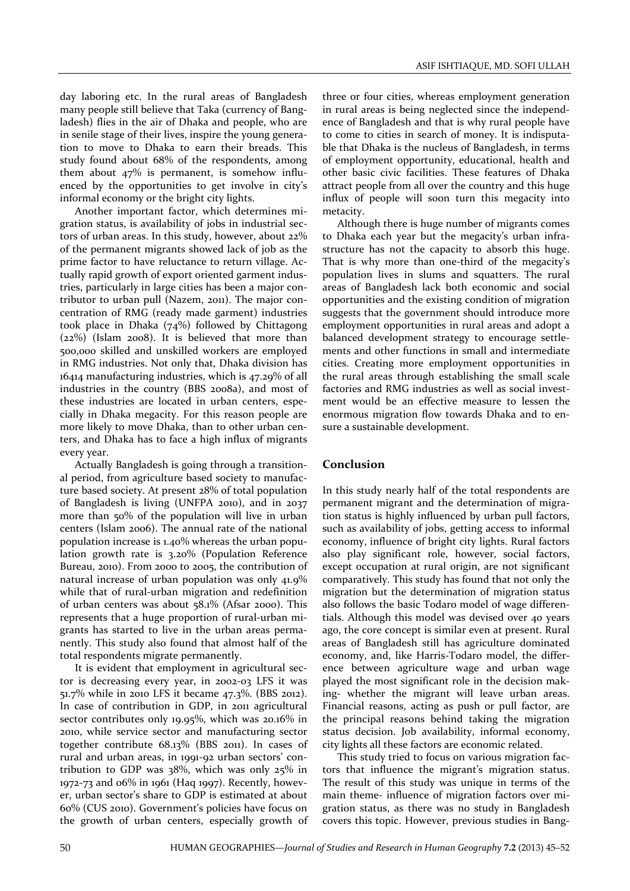day laboring etc. In the rural areas of Bangladesh many people still believe that Taka (currency of Bangladesh) flies in the air of Dhaka and people, who are in senile stage of their lives, inspire the young generation to move to Dhaka to earn their breads. This study found about 68% of the respondents, among them about 47% is permanent, is somehow influenced by the opportunities to get involve in city's informal economy or the bright city lights.

Another important factor, which determines migration status, is availability of jobs in industrial sectors of urban areas. In this study, however, about 22% of the permanent migrants showed lack of job as the prime factor to have reluctance to return village. Actually rapid growth of export oriented garment industries, particularly in large cities has been a major contributor to urban pull (Nazem, 2011). The major concentration of RMG (ready made garment) industries took place in Dhaka (74%) followed by Chittagong (22%) (Islam 2008). It is believed that more than 500,000 skilled and unskilled workers are employed in RMG industries. Not only that, Dhaka division has 16414 manufacturing industries, which is 47.29% of all industries in the country (BBS 2008a), and most of these industries are located in urban centers, especially in Dhaka megacity. For this reason people are more likely to move Dhaka, than to other urban centers, and Dhaka has to face a high influx of migrants every year.

Actually Bangladesh is going through a transitional period, from agriculture based society to manufacture based society. At present 28% of total population of Bangladesh is living (UNFPA 2010), and in 2037 more than 50% of the population will live in urban centers (Islam 2006). The annual rate of the national population increase is 1.40% whereas the urban population growth rate is 3.20% (Population Reference Bureau, 2010). From 2000 to 2005, the contribution of natural increase of urban population was only 41.9% while that of rural-urban migration and redefinition of urban centers was about 58.1% (Afsar 2000). This represents that a huge proportion of rural-urban migrants has started to live in the urban areas permanently. This study also found that almost half of the total respondents migrate permanently.

It is evident that employment in agricultural sector is decreasing every year, in 2002-03 LFS it was 51.7% while in 2010 LFS it became 47.3%. (BBS 2012). In case of contribution in GDP, in 2011 agricultural sector contributes only 19.95%, which was 20.16% in 2010, while service sector and manufacturing sector together contribute 68.13% (BBS 2011). In cases of rural and urban areas, in 1991-92 urban sectors' contribution to GDP was 38%, which was only 25% in 1972-73 and 06% in 1961 (Haq 1997). Recently, however, urban sector's share to GDP is estimated at about 60% (CUS 2010). Government's policies have focus on the growth of urban centers, especially growth of three or four cities, whereas employment generation in rural areas is being neglected since the independence of Bangladesh and that is why rural people have to come to cities in search of money. It is indisputable that Dhaka is the nucleus of Bangladesh, in terms of employment opportunity, educational, health and other basic civic facilities. These features of Dhaka attract people from all over the country and this huge influx of people will soon turn this megacity into metacity.

Although there is huge number of migrants comes to Dhaka each year but the megacity's urban infrastructure has not the capacity to absorb this huge. That is why more than one-third of the megacity's population lives in slums and squatters. The rural areas of Bangladesh lack both economic and social opportunities and the existing condition of migration suggests that the government should introduce more employment opportunities in rural areas and adopt a balanced development strategy to encourage settlements and other functions in small and intermediate cities. Creating more employment opportunities in the rural areas through establishing the small scale factories and RMG industries as well as social investment would be an effective measure to lessen the enormous migration flow towards Dhaka and to ensure a sustainable development.

## Conclusion

In this study nearly half of the total respondents are permanent migrant and the determination of migration status is highly influenced by urban pull factors, such as availability of jobs, getting access to informal economy, influence of bright city lights. Rural factors also play significant role, however, social factors, except occupation at rural origin, are not significant comparatively. This study has found that not only the migration but the determination of migration status also follows the basic Todaro model of wage differentials. Although this model was devised over 40 years ago, the core concept is similar even at present. Rural areas of Bangladesh still has agriculture dominated economy, and, like Harris-Todaro model, the difference between agriculture wage and urban wage played the most significant role in the decision making- whether the migrant will leave urban areas. Financial reasons, acting as push or pull factor, are the principal reasons behind taking the migration status decision. Job availability, informal economy, city lights all these factors are economic related.

This study tried to focus on various migration factors that influence the migrant's migration status. The result of this study was unique in terms of the main theme- influence of migration factors over migration status, as there was no study in Bangladesh covers this topic. However, previous studies in Bang-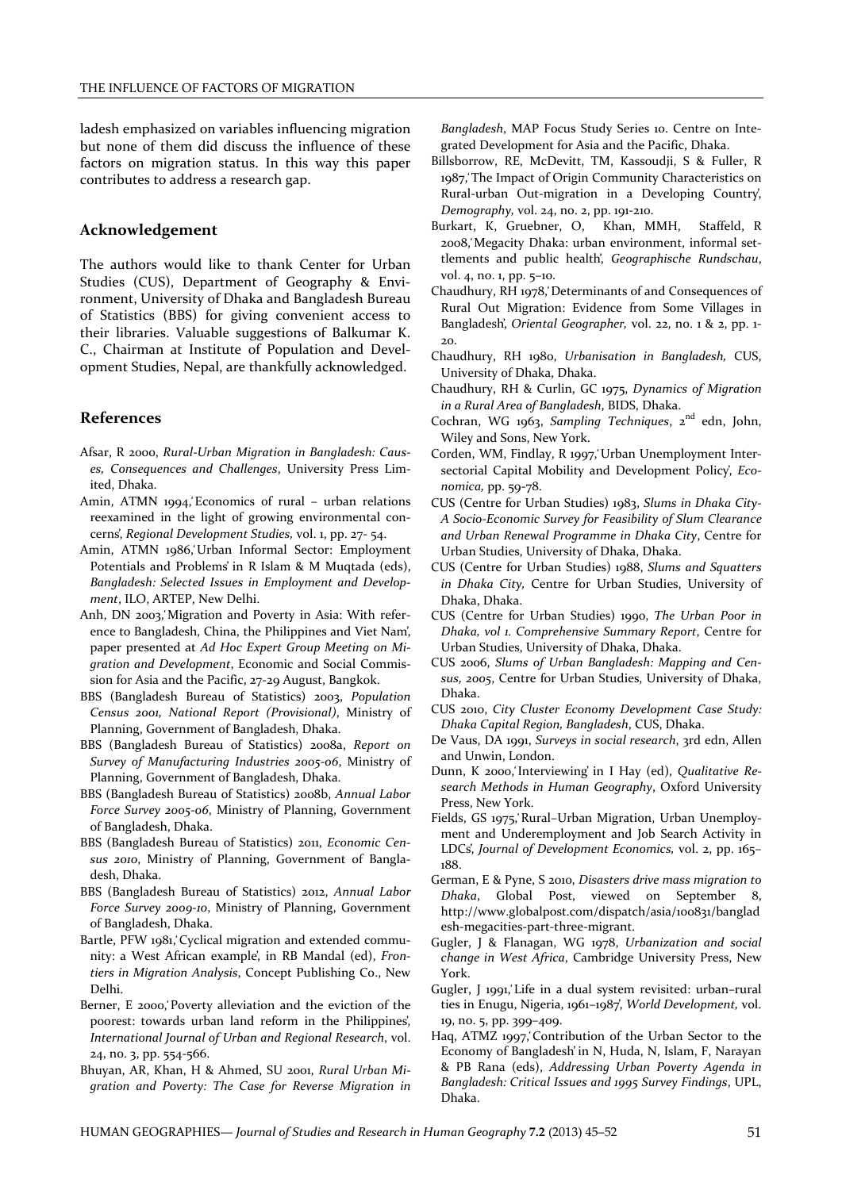ladesh emphasized on variables influencing migration but none of them did discuss the influence of these factors on migration status. In this way this paper contributes to address a research gap.

## Acknowledgement

The authors would like to thank Center for Urban Studies (CUS), Department of Geography & Environment, University of Dhaka and Bangladesh Bureau of Statistics (BBS) for giving convenient access to their libraries. Valuable suggestions of Balkumar K. C., Chairman at Institute of Population and Development Studies, Nepal, are thankfully acknowledged.

## References

Afsar, R 2000, *Rural-Urban Migration in Bangladesh: Causes, Consequences and Challenges*, University Press Limited, Dhaka.

Amin, ATMN 1994,'Economics of rural – urban relations reexamined in the light of growing environmental concerns', *Regional Development Studies,* vol. 1, pp. 27- 54.

Amin, ATMN 1986,'Urban Informal Sector: Employment Potentials and Problems' in R Islam & M Muqtada (eds), *Bangladesh: Selected Issues in Employment and Development*, ILO, ARTEP, New Delhi.

Anh, DN 2003,'Migration and Poverty in Asia: With reference to Bangladesh, China, the Philippines and Viet Nam', paper presented at *Ad Hoc Expert Group Meeting on Migration and Development*, Economic and Social Commission for Asia and the Pacific, 27-29 August, Bangkok.

BBS (Bangladesh Bureau of Statistics) 2003, *Population Census 2001, National Report (Provisional)*, Ministry of Planning, Government of Bangladesh, Dhaka.

BBS (Bangladesh Bureau of Statistics) 2008a, *Report on Survey of Manufacturing Industries 2005-06*, Ministry of Planning, Government of Bangladesh, Dhaka.

BBS (Bangladesh Bureau of Statistics) 2008b, *Annual Labor Force Survey 2005-06*, Ministry of Planning, Government of Bangladesh, Dhaka.

BBS (Bangladesh Bureau of Statistics) 2011, *Economic Census 2010*, Ministry of Planning, Government of Bangladesh, Dhaka.

BBS (Bangladesh Bureau of Statistics) 2012, *Annual Labor Force Survey 2009-10*, Ministry of Planning, Government of Bangladesh, Dhaka.

Bartle, PFW 1981,'Cyclical migration and extended community: a West African example', in RB Mandal (ed), *Frontiers in Migration Analysis*, Concept Publishing Co., New Delhi.

Berner, E 2000,'Poverty alleviation and the eviction of the poorest: towards urban land reform in the Philippines', *International Journal of Urban and Regional Research*, vol. 24, no. 3, pp. 554-566.

Bhuyan, AR, Khan, H & Ahmed, SU 2001, *Rural Urban Migration and Poverty: The Case for Reverse Migration in Bangladesh*, MAP Focus Study Series 10. Centre on Integrated Development for Asia and the Pacific, Dhaka.

Billsborrow, RE, McDevitt, TM, Kassoudji, S & Fuller, R 1987,'The Impact of Origin Community Characteristics on Rural-urban Out-migration in a Developing Country', *Demography,* vol. 24, no. 2, pp. 191-210.

Burkart, K, Gruebner, O, Khan, MMH, Staffeld, R 2008,'Megacity Dhaka: urban environment, informal settlements and public health', *Geographische Rundschau*, vol. 4, no. 1, pp. 5–10.

Chaudhury, RH 1978,'Determinants of and Consequences of Rural Out Migration: Evidence from Some Villages in Bangladesh', *Oriental Geographer,* vol. 22, no. 1 & 2, pp. 1-20.

Chaudhury, RH 1980, *Urbanisation in Bangladesh,* CUS, University of Dhaka, Dhaka.

Chaudhury, RH & Curlin, GC 1975, *Dynamics of Migration in a Rural Area of Bangladesh*, BIDS, Dhaka.

Cochran, WG 1963, *Sampling Techniques*, 2nd edn, John, Wiley and Sons, New York.

Corden, WM, Findlay, R 1997,'Urban Unemployment Intersectorial Capital Mobility and Development Policy', *Economica,* pp. 59-78.

CUS (Centre for Urban Studies) 1983, *Slums in Dhaka City-A Socio-Economic Survey for Feasibility of Slum Clearance and Urban Renewal Programme in Dhaka City*, Centre for Urban Studies, University of Dhaka, Dhaka.

CUS (Centre for Urban Studies) 1988, *Slums and Squatters in Dhaka City,* Centre for Urban Studies, University of Dhaka, Dhaka.

CUS (Centre for Urban Studies) 1990, *The Urban Poor in Dhaka, vol 1. Comprehensive Summary Report*, Centre for Urban Studies, University of Dhaka, Dhaka.

CUS 2006, *Slums of Urban Bangladesh: Mapping and Census, 2005*, Centre for Urban Studies, University of Dhaka, Dhaka.

CUS 2010, *City Cluster Economy Development Case Study: Dhaka Capital Region, Bangladesh*, CUS, Dhaka.

De Vaus, DA 1991, *Surveys in social research*, 3rd edn, Allen and Unwin, London.

Dunn, K 2000,'Interviewing' in I Hay (ed), *Qualitative Research Methods in Human Geography*, Oxford University Press, New York.

Fields, GS 1975,'Rural–Urban Migration, Urban Unemployment and Underemployment and Job Search Activity in LDCs', *Journal of Development Economics,* vol. 2, pp. 165–188.

German, E & Pyne, S 2010, *Disasters drive mass migration to Dhaka*, Global Post, viewed on September 8, http://www.globalpost.com/dispatch/asia/100831/bangladesh-megacities-part-three-migrant.

Gugler, J & Flanagan, WG 1978, *Urbanization and social change in West Africa*, Cambridge University Press, New York.

Gugler, J 1991,'Life in a dual system revisited: urban–rural ties in Enugu, Nigeria, 1961–1987', *World Development,* vol. 19, no. 5, pp. 399–409.

Haq, ATMZ 1997,'Contribution of the Urban Sector to the Economy of Bangladesh' in N, Huda, N, Islam, F, Narayan & PB Rana (eds), *Addressing Urban Poverty Agenda in Bangladesh: Critical Issues and 1995 Survey Findings*, UPL, Dhaka.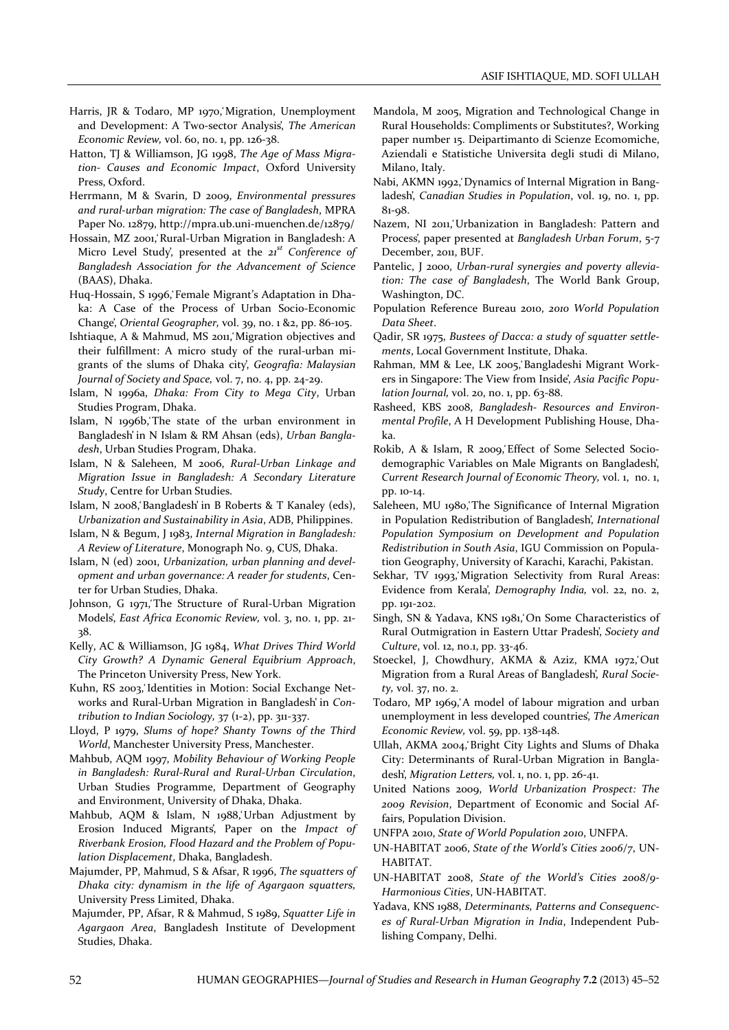Harris, JR & Todaro, MP 1970,'Migration, Unemployment and Development: A Two-sector Analysis', *The American Economic Review,* vol. 60, no. 1, pp. 126-38.

Hatton, TJ & Williamson, JG 1998, *The Age of Mass Migration- Causes and Economic Impact*, Oxford University Press, Oxford.

Herrmann, M & Svarin, D 2009, *Environmental pressures and rural-urban migration: The case of Bangladesh*, MPRA Paper No. 12879, http://mpra.ub.uni-muenchen.de/12879/

Hossain, MZ 2001,'Rural-Urban Migration in Bangladesh: A Micro Level Study', presented at the *21st Conference of Bangladesh Association for the Advancement of Science* (BAAS), Dhaka.

Huq-Hossain, S 1996,'Female Migrant's Adaptation in Dhaka: A Case of the Process of Urban Socio-Economic Change', *Oriental Geographer,* vol. 39, no. 1 &2, pp. 86-105.

Ishtiaque, A & Mahmud, MS 2011,'Migration objectives and their fulfillment: A micro study of the rural-urban migrants of the slums of Dhaka city', *Geografia: Malaysian Journal of Society and Space,* vol. 7, no. 4, pp. 24-29.

Islam, N 1996a, *Dhaka: From City to Mega City*, Urban Studies Program, Dhaka.

Islam, N 1996b,'The state of the urban environment in Bangladesh' in N Islam & RM Ahsan (eds), *Urban Bangladesh*, Urban Studies Program, Dhaka.

Islam, N & Saleheen, M 2006, *Rural-Urban Linkage and Migration Issue in Bangladesh: A Secondary Literature Study*, Centre for Urban Studies.

Islam, N 2008,'Bangladesh' in B Roberts & T Kanaley (eds), *Urbanization and Sustainability in Asia*, ADB, Philippines.

Islam, N & Begum, J 1983, *Internal Migration in Bangladesh: A Review of Literature*, Monograph No. 9, CUS, Dhaka.

Islam, N (ed) 2001, *Urbanization, urban planning and development and urban governance: A reader for students*, Center for Urban Studies, Dhaka.

Johnson, G 1971,'The Structure of Rural-Urban Migration Models', *East Africa Economic Review,* vol. 3, no. 1, pp. 21-38.

Kelly, AC & Williamson, JG 1984, *What Drives Third World City Growth? A Dynamic General Equibrium Approach*, The Princeton University Press, New York.

Kuhn, RS 2003,'Identities in Motion: Social Exchange Networks and Rural-Urban Migration in Bangladesh' in *Contribution to Indian Sociology,* 37 (1-2), pp. 311-337.

Lloyd, P 1979, *Slums of hope? Shanty Towns of the Third World*, Manchester University Press, Manchester.

Mahbub, AQM 1997, *Mobility Behaviour of Working People in Bangladesh: Rural-Rural and Rural-Urban Circulation*, Urban Studies Programme, Department of Geography and Environment, University of Dhaka, Dhaka.

Mahbub, AQM & Islam, N 1988,'Urban Adjustment by Erosion Induced Migrants', Paper on the *Impact of Riverbank Erosion, Flood Hazard and the Problem of Population Displacement*, Dhaka, Bangladesh.

Majumder, PP, Mahmud, S & Afsar, R 1996, *The squatters of Dhaka city: dynamism in the life of Agargaon squatters,* University Press Limited, Dhaka.

Majumder, PP, Afsar, R & Mahmud, S 1989, *Squatter Life in Agargaon Area*, Bangladesh Institute of Development Studies, Dhaka.

Mandola, M 2005, Migration and Technological Change in Rural Households: Compliments or Substitutes?, Working paper number 15. Deipartimanto di Scienze Ecomomiche, Aziendali e Statistiche Universita degli studi di Milano, Milano, Italy.

Nabi, AKMN 1992,'Dynamics of Internal Migration in Bangladesh', *Canadian Studies in Population*, vol. 19, no. 1, pp. 81-98.

Nazem, NI 2011,'Urbanization in Bangladesh: Pattern and Process', paper presented at *Bangladesh Urban Forum*, 5-7 December, 2011, BUF.

Pantelic, J 2000, *Urban-rural synergies and poverty alleviation: The case of Bangladesh*, The World Bank Group, Washington, DC.

Population Reference Bureau 2010, *2010 World Population Data Sheet*.

Qadir, SR 1975, *Bustees of Dacca: a study of squatter settlements*, Local Government Institute, Dhaka.

Rahman, MM & Lee, LK 2005,'Bangladeshi Migrant Workers in Singapore: The View from Inside', *Asia Pacific Population Journal,* vol. 20, no. 1, pp. 63-88.

Rasheed, KBS 2008, *Bangladesh- Resources and Environmental Profile*, A H Development Publishing House, Dhaka.

Rokib, A & Islam, R 2009,'Effect of Some Selected Sociodemographic Variables on Male Migrants on Bangladesh', *Current Research Journal of Economic Theory,* vol. 1, no. 1, pp. 10-14.

Saleheen, MU 1980,'The Significance of Internal Migration in Population Redistribution of Bangladesh', *International Population Symposium on Development and Population Redistribution in South Asia*, IGU Commission on Population Geography, University of Karachi, Karachi, Pakistan.

Sekhar, TV 1993,'Migration Selectivity from Rural Areas: Evidence from Kerala', *Demography India,* vol. 22, no. 2, pp. 191-202.

Singh, SN & Yadava, KNS 1981,'On Some Characteristics of Rural Outmigration in Eastern Uttar Pradesh', *Society and Culture*, vol. 12, no.1, pp. 33-46.

Stoeckel, J, Chowdhury, AKMA & Aziz, KMA 1972,'Out Migration from a Rural Areas of Bangladesh', *Rural Society*, vol. 37, no. 2.

Todaro, MP 1969,'A model of labour migration and urban unemployment in less developed countries', *The American Economic Review,* vol. 59, pp. 138-148.

Ullah, AKMA 2004,'Bright City Lights and Slums of Dhaka City: Determinants of Rural-Urban Migration in Bangladesh', *Migration Letters,* vol. 1, no. 1, pp. 26-41.

United Nations 2009, *World Urbanization Prospect: The 2009 Revision*, Department of Economic and Social Affairs, Population Division.

UNFPA 2010, *State of World Population 2010*, UNFPA.

UN-HABITAT 2006, *State of the World's Cities 2006/7*, UN-HABITAT.

UN-HABITAT 2008, *State of the World's Cities 2008/9- Harmonious Cities*, UN-HABITAT.

Yadava, KNS 1988, *Determinants, Patterns and Consequences of Rural-Urban Migration in India*, Independent Publishing Company, Delhi.